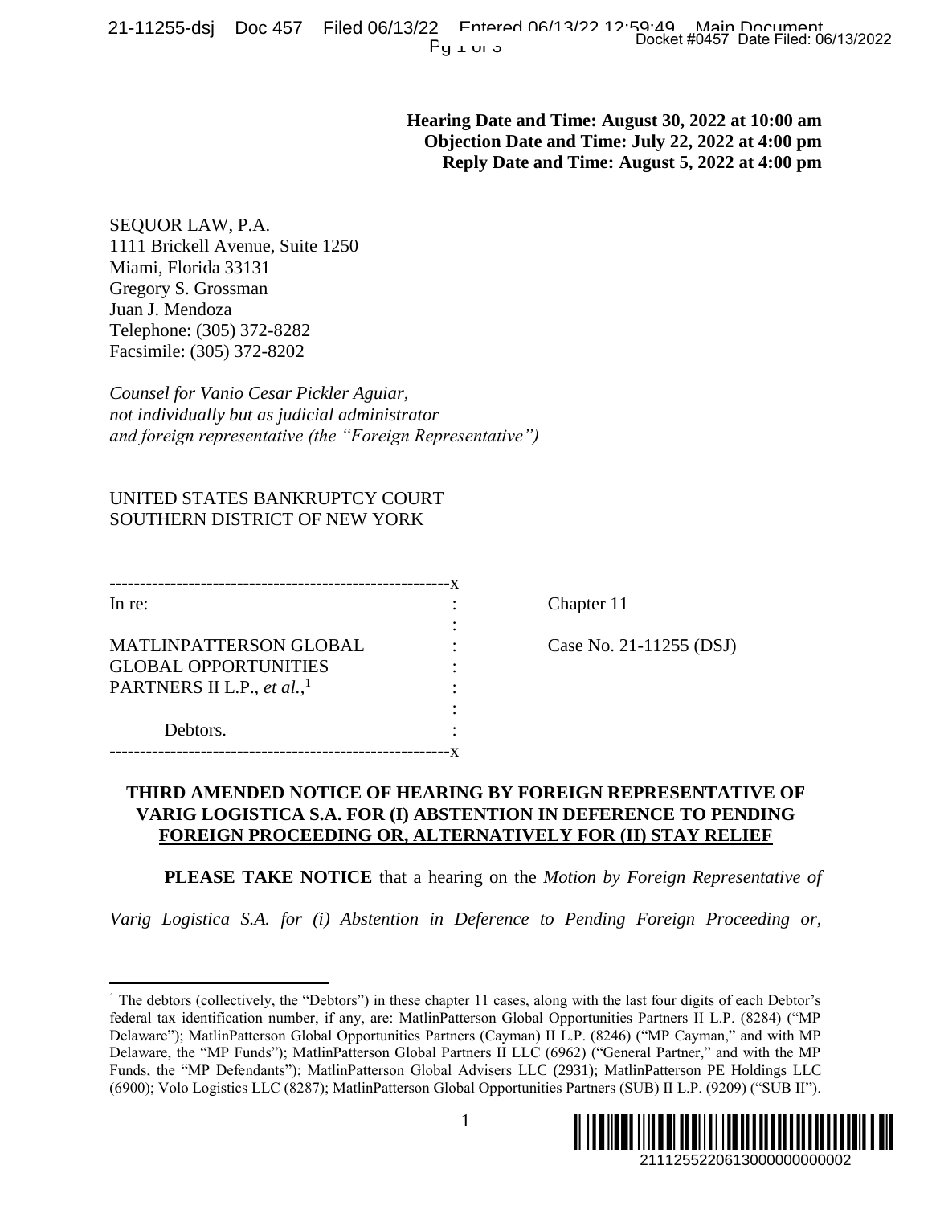**Hearing Date and Time: August 30, 2022 at 10:00 am**
**Objection Date and Time: July 22, 2022 at 4:00 pm**
**Reply Date and Time: August 5, 2022 at 4:00 pm**

SEQUOR LAW, P.A.
1111 Brickell Avenue, Suite 1250
Miami, Florida 33131
Gregory S. Grossman
Juan J. Mendoza
Telephone: (305) 372-8282
Facsimile: (305) 372-8202

*Counsel for Vanio Cesar Pickler Aguiar,*
*not individually but as judicial administrator*
*and foreign representative (the "Foreign Representative")*

UNITED STATES BANKRUPTCY COURT
SOUTHERN DISTRICT OF NEW YORK

| | | |
|---|---|---|
| In re: | : | Chapter 11 |
| | : | |
| MATLINPATTERSON GLOBAL GLOBAL OPPORTUNITIES PARTNERS II L.P., *et al.*,[1] | : | Case No. 21-11255 (DSJ) |
| | : | |
| Debtors. | : | |

**THIRD AMENDED NOTICE OF HEARING BY FOREIGN REPRESENTATIVE OF VARIG LOGISTICA S.A. FOR (I) ABSTENTION IN DEFERENCE TO PENDING FOREIGN PROCEEDING OR, ALTERNATIVELY FOR (II) STAY RELIEF**

**PLEASE TAKE NOTICE** that a hearing on the *Motion by Foreign Representative of Varig Logistica S.A. for (i) Abstention in Deference to Pending Foreign Proceeding or,*

[1] The debtors (collectively, the "Debtors") in these chapter 11 cases, along with the last four digits of each Debtor's federal tax identification number, if any, are: MatlinPatterson Global Opportunities Partners II L.P. (8284) ("MP Delaware"); MatlinPatterson Global Opportunities Partners (Cayman) II L.P. (8246) ("MP Cayman," and with MP Delaware, the "MP Funds"); MatlinPatterson Global Partners II LLC (6962) ("General Partner," and with the MP Funds, the "MP Defendants"); MatlinPatterson Global Advisers LLC (2931); MatlinPatterson PE Holdings LLC (6900); Volo Logistics LLC (8287); MatlinPatterson Global Opportunities Partners (SUB) II L.P. (9209) ("SUB II").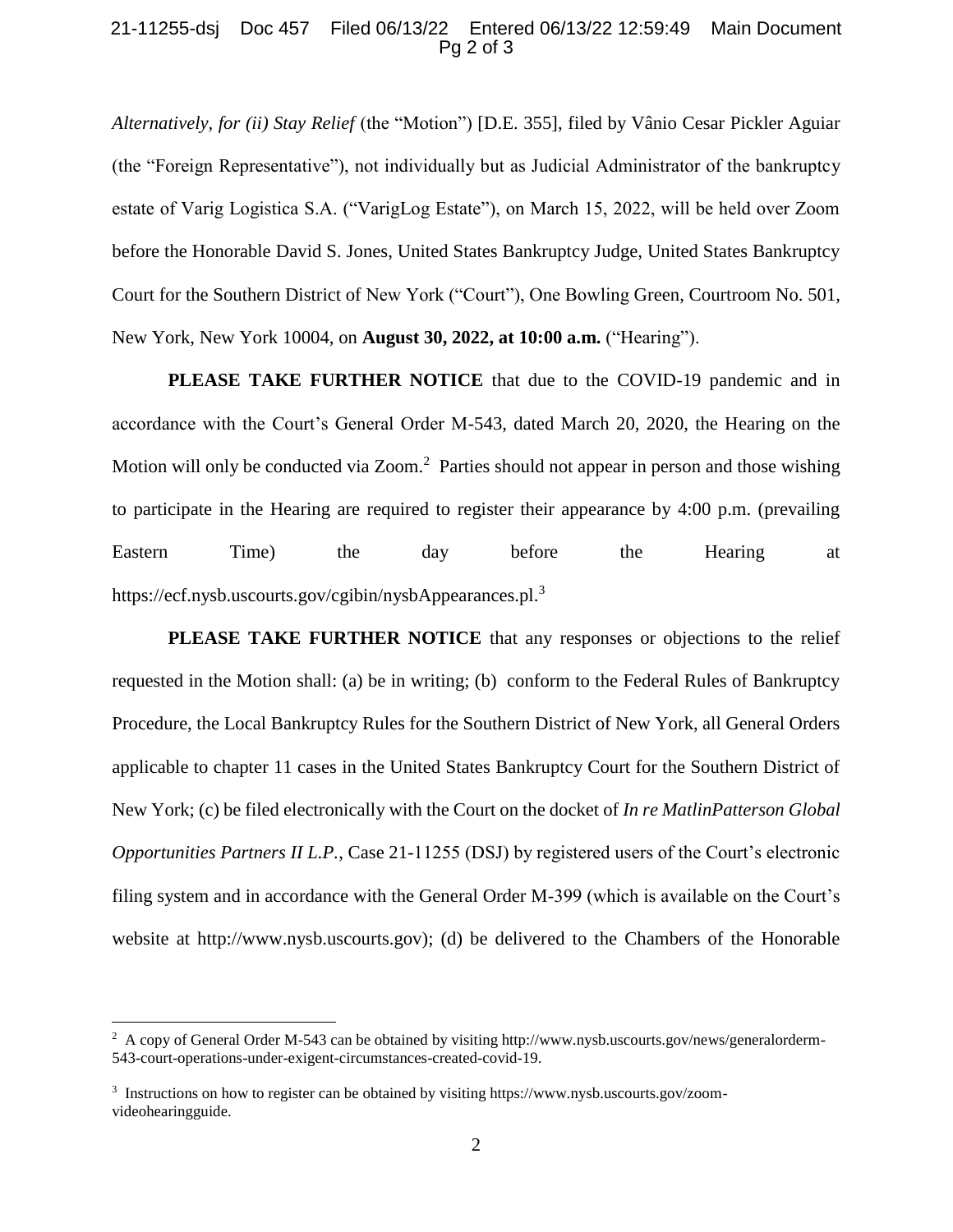*Alternatively, for (ii) Stay Relief* (the "Motion") [D.E. 355], filed by Vânio Cesar Pickler Aguiar (the "Foreign Representative"), not individually but as Judicial Administrator of the bankruptcy estate of Varig Logistica S.A. ("VarigLog Estate"), on March 15, 2022, will be held over Zoom before the Honorable David S. Jones, United States Bankruptcy Judge, United States Bankruptcy Court for the Southern District of New York ("Court"), One Bowling Green, Courtroom No. 501, New York, New York 10004, on **August 30, 2022, at 10:00 a.m.** ("Hearing").

**PLEASE TAKE FURTHER NOTICE** that due to the COVID-19 pandemic and in accordance with the Court's General Order M-543, dated March 20, 2020, the Hearing on the Motion will only be conducted via Zoom.[2] Parties should not appear in person and those wishing to participate in the Hearing are required to register their appearance by 4:00 p.m. (prevailing Eastern Time) the day before the Hearing at https://ecf.nysb.uscourts.gov/cgibin/nysbAppearances.pl.[3]

**PLEASE TAKE FURTHER NOTICE** that any responses or objections to the relief requested in the Motion shall: (a) be in writing; (b) conform to the Federal Rules of Bankruptcy Procedure, the Local Bankruptcy Rules for the Southern District of New York, all General Orders applicable to chapter 11 cases in the United States Bankruptcy Court for the Southern District of New York; (c) be filed electronically with the Court on the docket of *In re MatlinPatterson Global Opportunities Partners II L.P.*, Case 21-11255 (DSJ) by registered users of the Court's electronic filing system and in accordance with the General Order M-399 (which is available on the Court's website at http://www.nysb.uscourts.gov); (d) be delivered to the Chambers of the Honorable

---

[2] A copy of General Order M-543 can be obtained by visiting http://www.nysb.uscourts.gov/news/generalorderm-543-court-operations-under-exigent-circumstances-created-covid-19.

[3] Instructions on how to register can be obtained by visiting https://www.nysb.uscourts.gov/zoom-videohearingguide.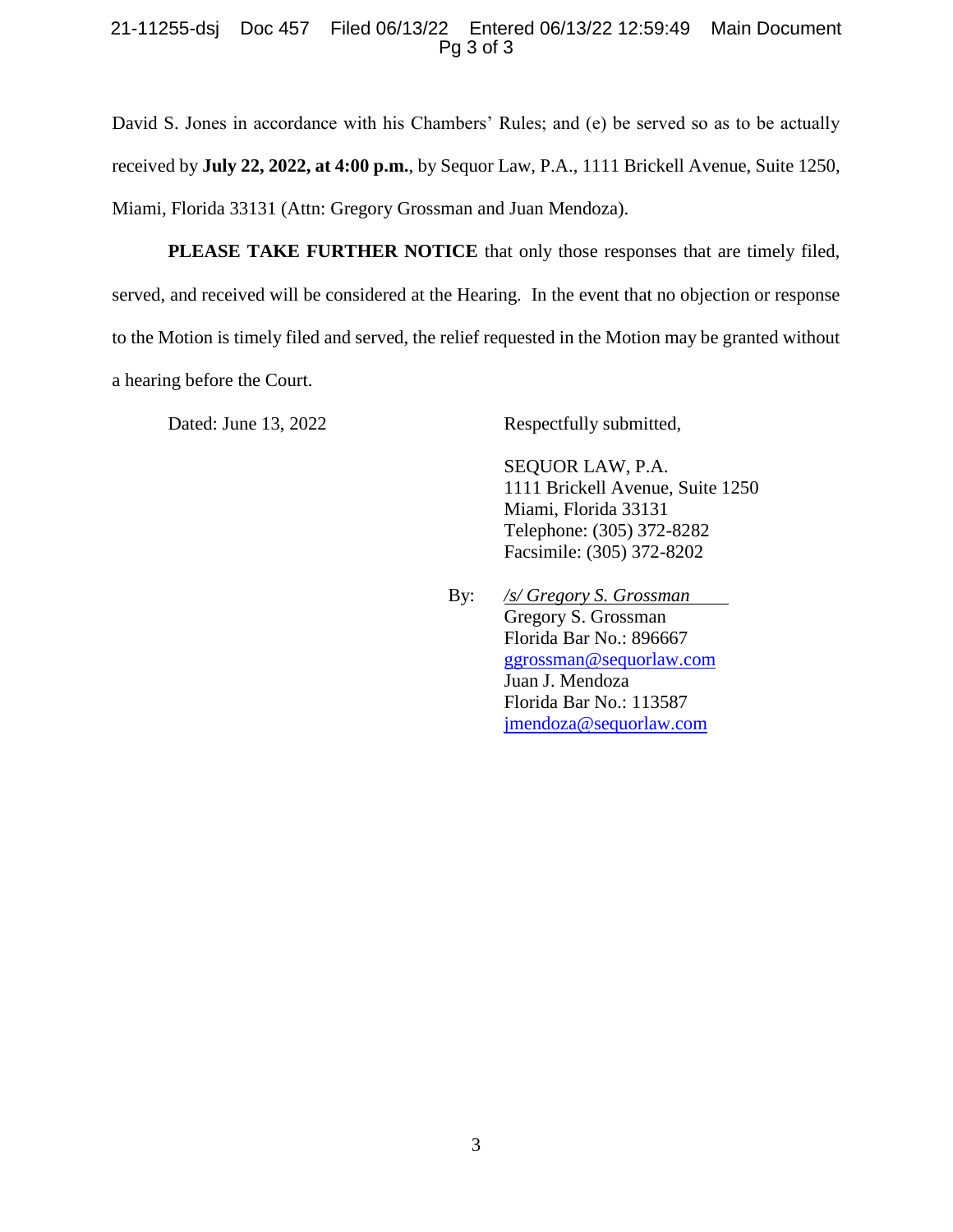David S. Jones in accordance with his Chambers' Rules; and (e) be served so as to be actually received by **July 22, 2022, at 4:00 p.m.**, by Sequor Law, P.A., 1111 Brickell Avenue, Suite 1250, Miami, Florida 33131 (Attn: Gregory Grossman and Juan Mendoza).

**PLEASE TAKE FURTHER NOTICE** that only those responses that are timely filed, served, and received will be considered at the Hearing. In the event that no objection or response to the Motion is timely filed and served, the relief requested in the Motion may be granted without a hearing before the Court.

Dated: June 13, 2022

Respectfully submitted,

SEQUOR LAW, P.A.
1111 Brickell Avenue, Suite 1250
Miami, Florida 33131
Telephone: (305) 372-8282
Facsimile: (305) 372-8202

By: */s/ Gregory S. Grossman*
Gregory S. Grossman
Florida Bar No.: 896667
ggrossman@sequorlaw.com
Juan J. Mendoza
Florida Bar No.: 113587
jmendoza@sequorlaw.com